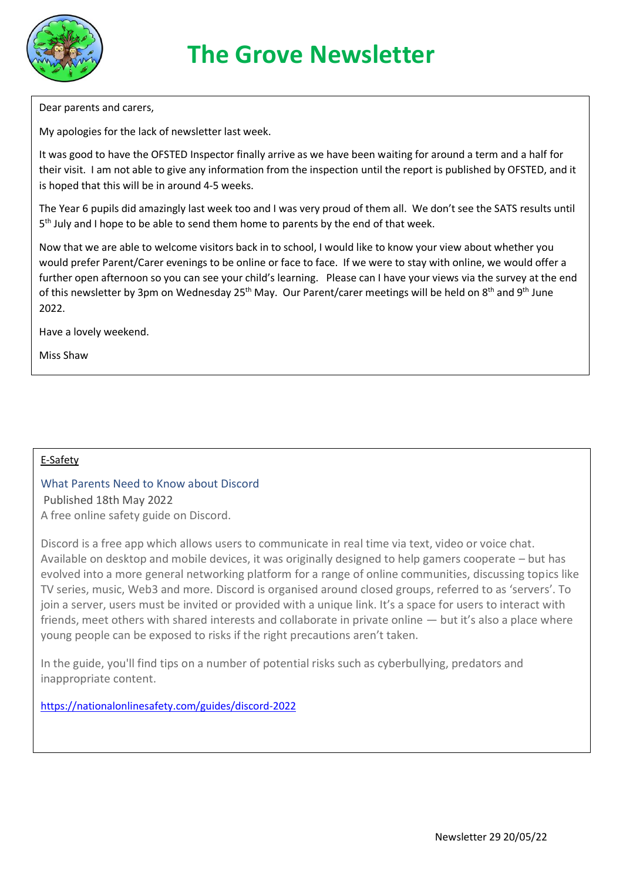# The Grove Newsletter

Dear parents and carers,

My apologies for the lack of newsletter last week.

It was good to have the OFSTED Inspector finally arrive as we have been waiting for around a term and a half for their visit. I am not able to give any information from the inspection until the report is published by OFSTED, and it is hoped that this will be in around 4-5 weeks.

The Year 6 pupils did amazingly last week too and I was very proud of them all. We don't see the SATS results until 5th July and I hope to be able to send them home to parents by the end of that week.

Now that we are able to welcome visitors back in to school, I would like to know your view about whether you would prefer Parent/Carer evenings to be online or face to face. If we were to stay with online, we would offer a further open afternoon so you can see your child's learning. Please can I have your views via the survey at the end of this newsletter by 3pm on Wednesday 25th May. Our Parent/carer meetings will be held on 8th and 9th June 2022.

Have a lovely weekend.

Miss Shaw

---

## E-Safety

### What Parents Need to Know about Discord

Published 18th May 2022

A free online safety guide on Discord.

Discord is a free app which allows users to communicate in real time via text, video or voice chat. Available on desktop and mobile devices, it was originally designed to help gamers cooperate – but has evolved into a more general networking platform for a range of online communities, discussing topics like TV series, music, Web3 and more. Discord is organised around closed groups, referred to as 'servers'. To join a server, users must be invited or provided with a unique link. It's a space for users to interact with friends, meet others with shared interests and collaborate in private online — but it's also a place where young people can be exposed to risks if the right precautions aren't taken.

In the guide, you'll find tips on a number of potential risks such as cyberbullying, predators and inappropriate content.

https://nationalonlinesafety.com/guides/discord-2022

Newsletter 29 20/05/22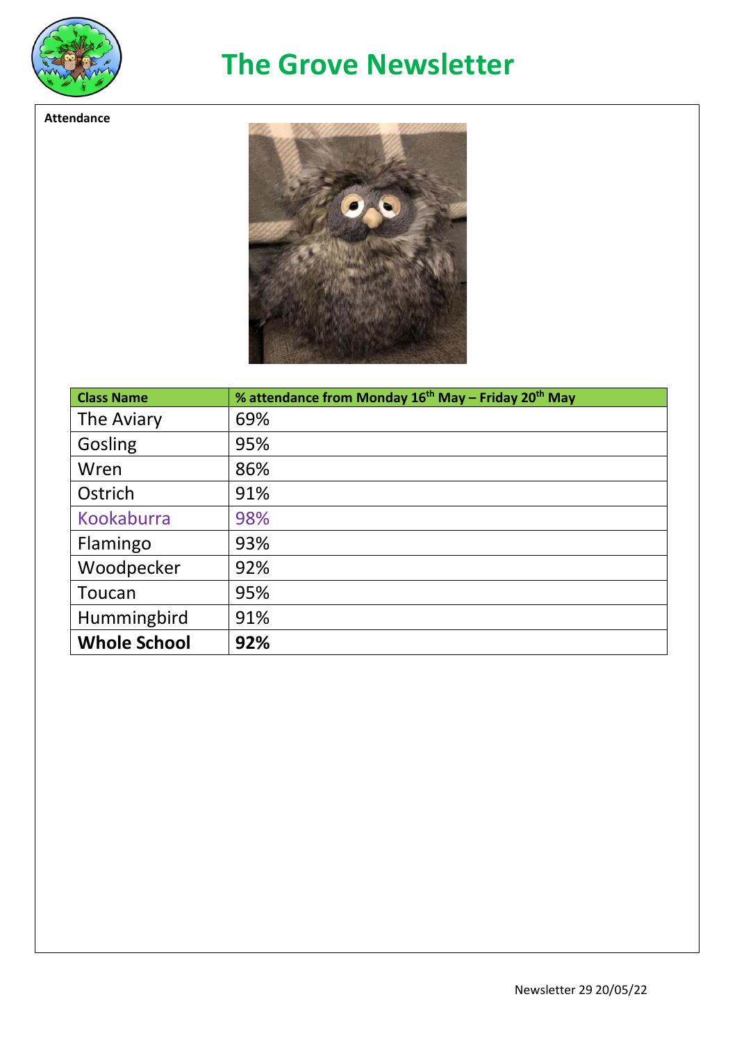# The Grove Newsletter

**Attendance**

| Class Name | % attendance from Monday 16th May – Friday 20th May |
|---|---|
| The Aviary | 69% |
| Gosling | 95% |
| Wren | 86% |
| Ostrich | 91% |
| Kookaburra | 98% |
| Flamingo | 93% |
| Woodpecker | 92% |
| Toucan | 95% |
| Hummingbird | 91% |
| **Whole School** | **92%** |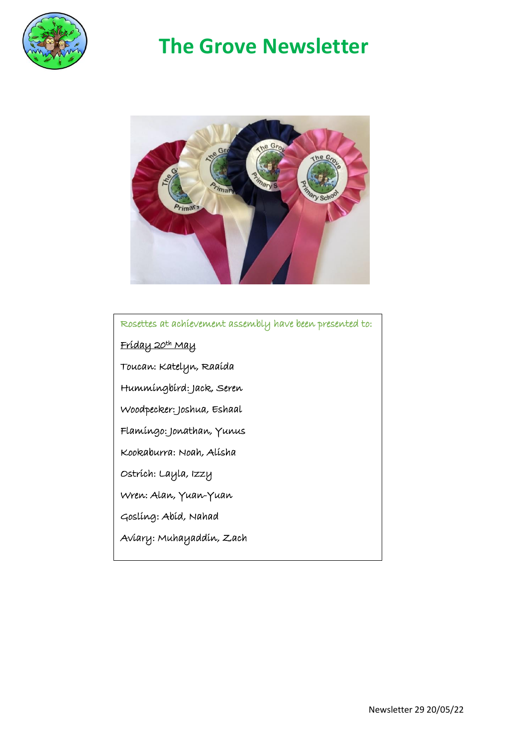# The Grove Newsletter

Rosettes at achievement assembly have been presented to:

Friday 20th May

Toucan: Katelyn, Raaida

Hummingbird: Jack, Seren

Woodpecker: Joshua, Eshaal

Flamingo: Jonathan, Yunus

Kookaburra: Noah, Alisha

Ostrich: Layla, Izzy

Wren: Alan, Yuan-Yuan

Gosling: Abid, Nahad

Aviary: Muhayaddin, Zach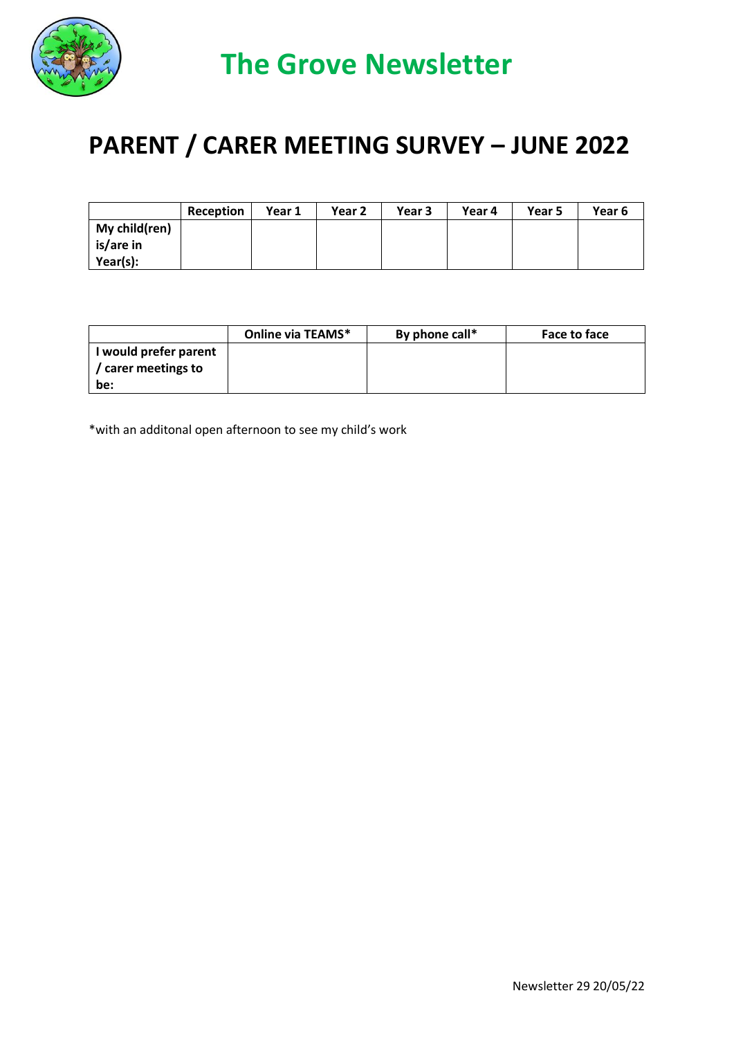# The Grove Newsletter

## PARENT / CARER MEETING SURVEY – JUNE 2022

| | Reception | Year 1 | Year 2 | Year 3 | Year 4 | Year 5 | Year 6 |
|---|---|---|---|---|---|---|---|
| **My child(ren) is/are in Year(s):** | | | | | | | |

| | Online via TEAMS* | By phone call* | Face to face |
|---|---|---|---|
| **I would prefer parent / carer meetings to be:** | | | |

*with an additonal open afternoon to see my child's work

Newsletter 29 20/05/22